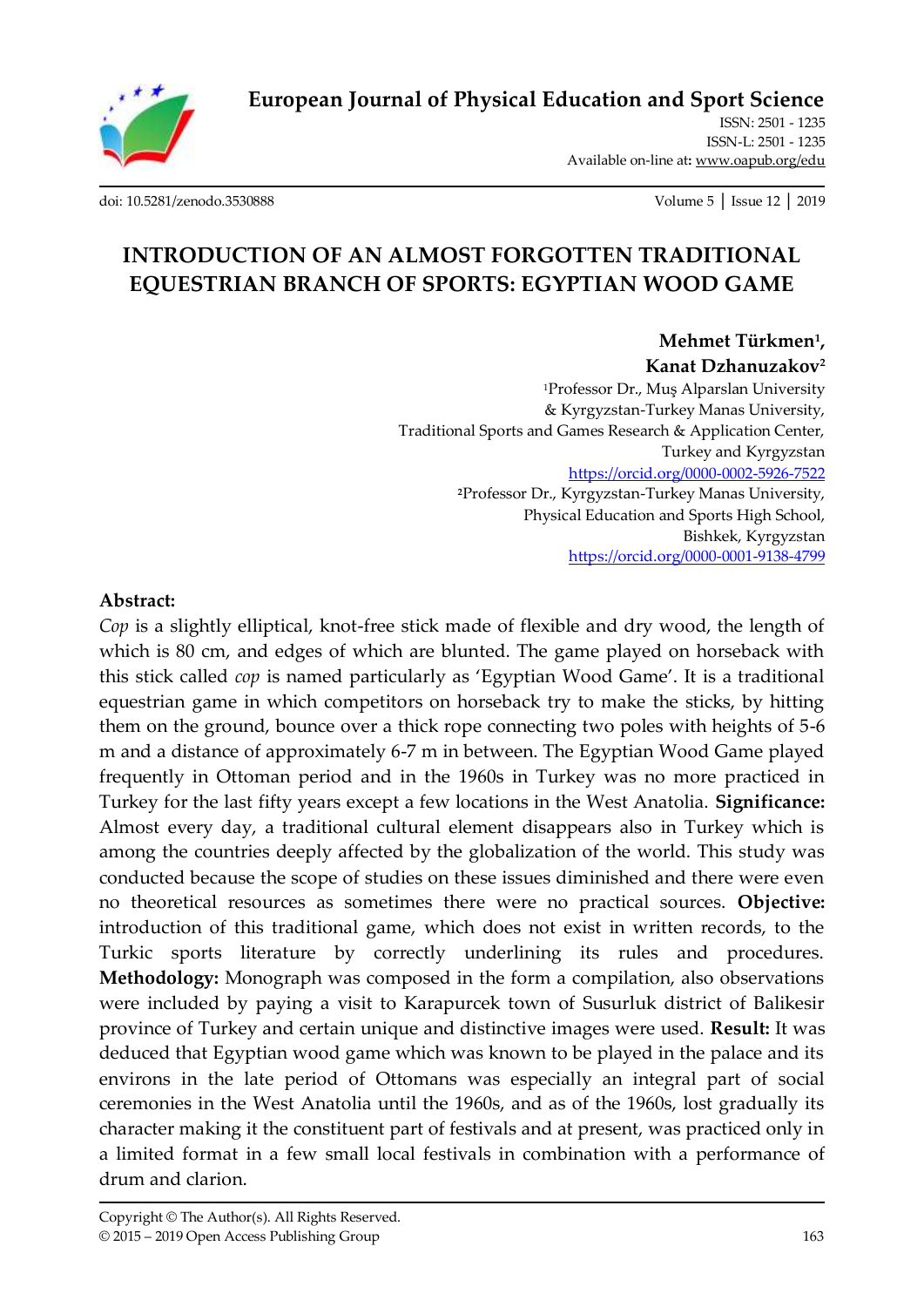**European Journal of Physical Education and Sport Science**

ISSN: 2501 - 1235
ISSN-L: 2501 - 1235
Available on-line at: www.oapub.org/edu

doi: 10.5281/zenodo.3530888 Volume 5 | Issue 12 | 2019

# INTRODUCTION OF AN ALMOST FORGOTTEN TRADITIONAL EQUESTRIAN BRANCH OF SPORTS: EGYPTIAN WOOD GAME

**Mehmet Türkmen[1], Kanat Dzhanuzakov[2]**

[1]Professor Dr., Muş Alparslan University & Kyrgyzstan-Turkey Manas University, Traditional Sports and Games Research & Application Center, Turkey and Kyrgyzstan
https://orcid.org/0000-0002-5926-7522

[2]Professor Dr., Kyrgyzstan-Turkey Manas University, Physical Education and Sports High School, Bishkek, Kyrgyzstan
https://orcid.org/0000-0001-9138-4799

**Abstract:**

*Cop* is a slightly elliptical, knot-free stick made of flexible and dry wood, the length of which is 80 cm, and edges of which are blunted. The game played on horseback with this stick called *cop* is named particularly as 'Egyptian Wood Game'. It is a traditional equestrian game in which competitors on horseback try to make the sticks, by hitting them on the ground, bounce over a thick rope connecting two poles with heights of 5-6 m and a distance of approximately 6-7 m in between. The Egyptian Wood Game played frequently in Ottoman period and in the 1960s in Turkey was no more practiced in Turkey for the last fifty years except a few locations in the West Anatolia. **Significance:** Almost every day, a traditional cultural element disappears also in Turkey which is among the countries deeply affected by the globalization of the world. This study was conducted because the scope of studies on these issues diminished and there were even no theoretical resources as sometimes there were no practical sources. **Objective:** introduction of this traditional game, which does not exist in written records, to the Turkic sports literature by correctly underlining its rules and procedures. **Methodology:** Monograph was composed in the form a compilation, also observations were included by paying a visit to Karapurcek town of Susurluk district of Balikesir province of Turkey and certain unique and distinctive images were used. **Result:** It was deduced that Egyptian wood game which was known to be played in the palace and its environs in the late period of Ottomans was especially an integral part of social ceremonies in the West Anatolia until the 1960s, and as of the 1960s, lost gradually its character making it the constituent part of festivals and at present, was practiced only in a limited format in a few small local festivals in combination with a performance of drum and clarion.

Copyright © The Author(s). All Rights Reserved.
© 2015 – 2019 Open Access Publishing Group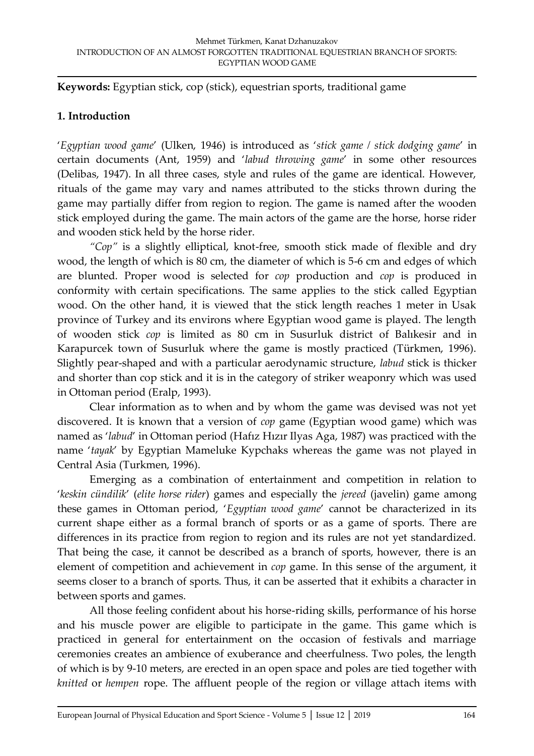**Keywords:** Egyptian stick, cop (stick), equestrian sports, traditional game

## 1. Introduction

'*Egyptian wood game*' (Ulken, 1946) is introduced as '*stick game / stick dodging game*' in certain documents (Ant, 1959) and '*labud throwing game*' in some other resources (Delibas, 1947). In all three cases, style and rules of the game are identical. However, rituals of the game may vary and names attributed to the sticks thrown during the game may partially differ from region to region. The game is named after the wooden stick employed during the game. The main actors of the game are the horse, horse rider and wooden stick held by the horse rider.

*"Cop"* is a slightly elliptical, knot-free, smooth stick made of flexible and dry wood, the length of which is 80 cm, the diameter of which is 5-6 cm and edges of which are blunted. Proper wood is selected for *cop* production and *cop* is produced in conformity with certain specifications. The same applies to the stick called Egyptian wood. On the other hand, it is viewed that the stick length reaches 1 meter in Usak province of Turkey and its environs where Egyptian wood game is played. The length of wooden stick *cop* is limited as 80 cm in Susurluk district of Balıkesir and in Karapurcek town of Susurluk where the game is mostly practiced (Türkmen, 1996). Slightly pear-shaped and with a particular aerodynamic structure, *labud* stick is thicker and shorter than cop stick and it is in the category of striker weaponry which was used in Ottoman period (Eralp, 1993).

Clear information as to when and by whom the game was devised was not yet discovered. It is known that a version of *cop* game (Egyptian wood game) which was named as '*labud*' in Ottoman period (Hafız Hızır Ilyas Aga, 1987) was practiced with the name '*tayak*' by Egyptian Mameluke Kypchaks whereas the game was not played in Central Asia (Turkmen, 1996).

Emerging as a combination of entertainment and competition in relation to '*keskin cündilik*' (*elite horse rider*) games and especially the *jereed* (javelin) game among these games in Ottoman period, '*Egyptian wood game*' cannot be characterized in its current shape either as a formal branch of sports or as a game of sports. There are differences in its practice from region to region and its rules are not yet standardized. That being the case, it cannot be described as a branch of sports, however, there is an element of competition and achievement in *cop* game. In this sense of the argument, it seems closer to a branch of sports. Thus, it can be asserted that it exhibits a character in between sports and games.

All those feeling confident about his horse-riding skills, performance of his horse and his muscle power are eligible to participate in the game. This game which is practiced in general for entertainment on the occasion of festivals and marriage ceremonies creates an ambience of exuberance and cheerfulness. Two poles, the length of which is by 9-10 meters, are erected in an open space and poles are tied together with *knitted* or *hempen* rope. The affluent people of the region or village attach items with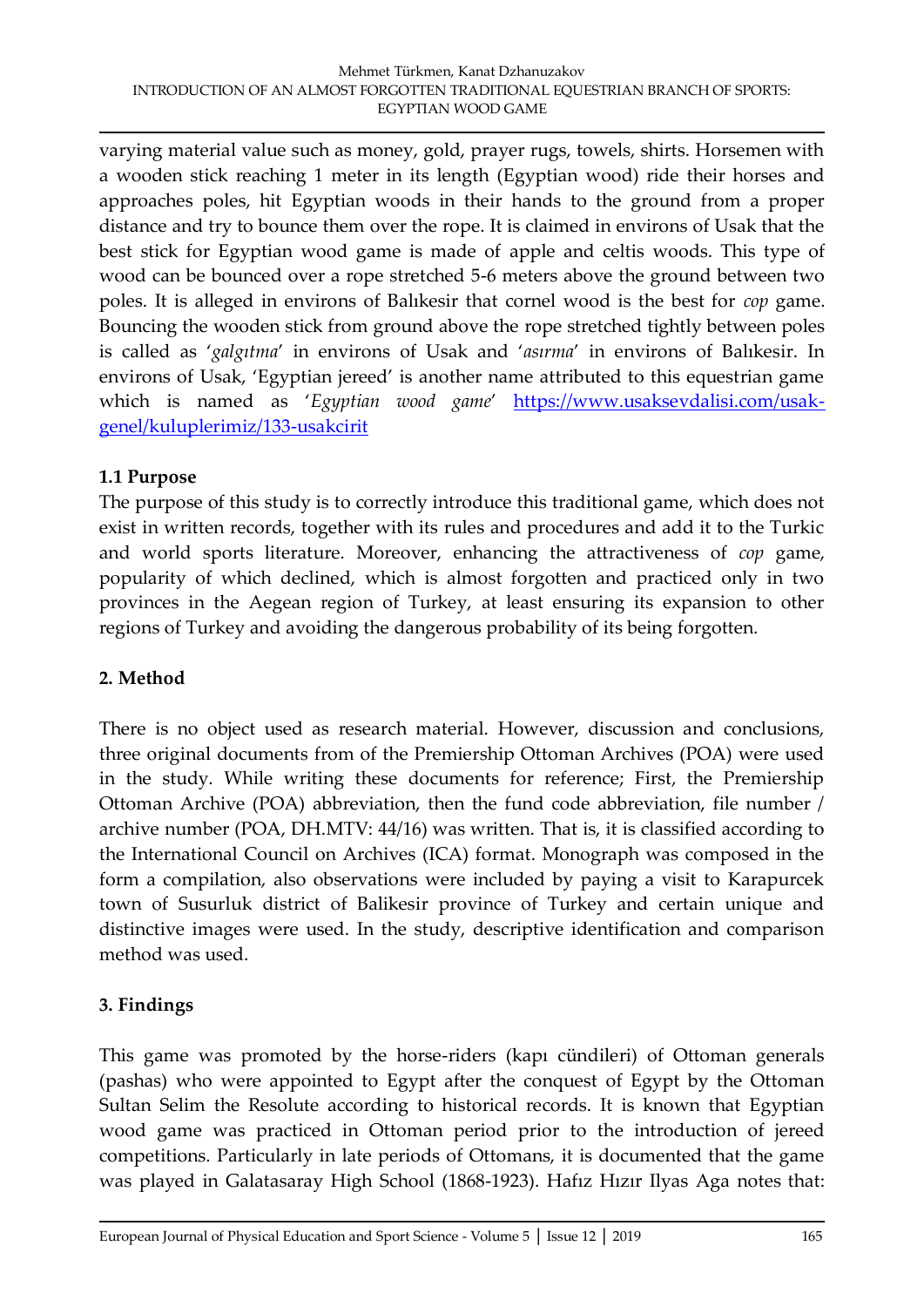varying material value such as money, gold, prayer rugs, towels, shirts. Horsemen with a wooden stick reaching 1 meter in its length (Egyptian wood) ride their horses and approaches poles, hit Egyptian woods in their hands to the ground from a proper distance and try to bounce them over the rope. It is claimed in environs of Usak that the best stick for Egyptian wood game is made of apple and celtis woods. This type of wood can be bounced over a rope stretched 5-6 meters above the ground between two poles. It is alleged in environs of Balıkesir that cornel wood is the best for *cop* game. Bouncing the wooden stick from ground above the rope stretched tightly between poles is called as '*galgıtma*' in environs of Usak and '*asırma*' in environs of Balıkesir. In environs of Usak, 'Egyptian jereed' is another name attributed to this equestrian game which is named as '*Egyptian wood game*' https://www.usaksevdalisi.com/usak-genel/kuluplerimiz/133-usakcirit

### 1.1 Purpose

The purpose of this study is to correctly introduce this traditional game, which does not exist in written records, together with its rules and procedures and add it to the Turkic and world sports literature. Moreover, enhancing the attractiveness of *cop* game, popularity of which declined, which is almost forgotten and practiced only in two provinces in the Aegean region of Turkey, at least ensuring its expansion to other regions of Turkey and avoiding the dangerous probability of its being forgotten.

## 2. Method

There is no object used as research material. However, discussion and conclusions, three original documents from of the Premiership Ottoman Archives (POA) were used in the study. While writing these documents for reference; First, the Premiership Ottoman Archive (POA) abbreviation, then the fund code abbreviation, file number / archive number (POA, DH.MTV: 44/16) was written. That is, it is classified according to the International Council on Archives (ICA) format. Monograph was composed in the form a compilation, also observations were included by paying a visit to Karapurcek town of Susurluk district of Balikesir province of Turkey and certain unique and distinctive images were used. In the study, descriptive identification and comparison method was used.

## 3. Findings

This game was promoted by the horse-riders (kapı cündileri) of Ottoman generals (pashas) who were appointed to Egypt after the conquest of Egypt by the Ottoman Sultan Selim the Resolute according to historical records. It is known that Egyptian wood game was practiced in Ottoman period prior to the introduction of jereed competitions. Particularly in late periods of Ottomans, it is documented that the game was played in Galatasaray High School (1868-1923). Hafız Hızır Ilyas Aga notes that: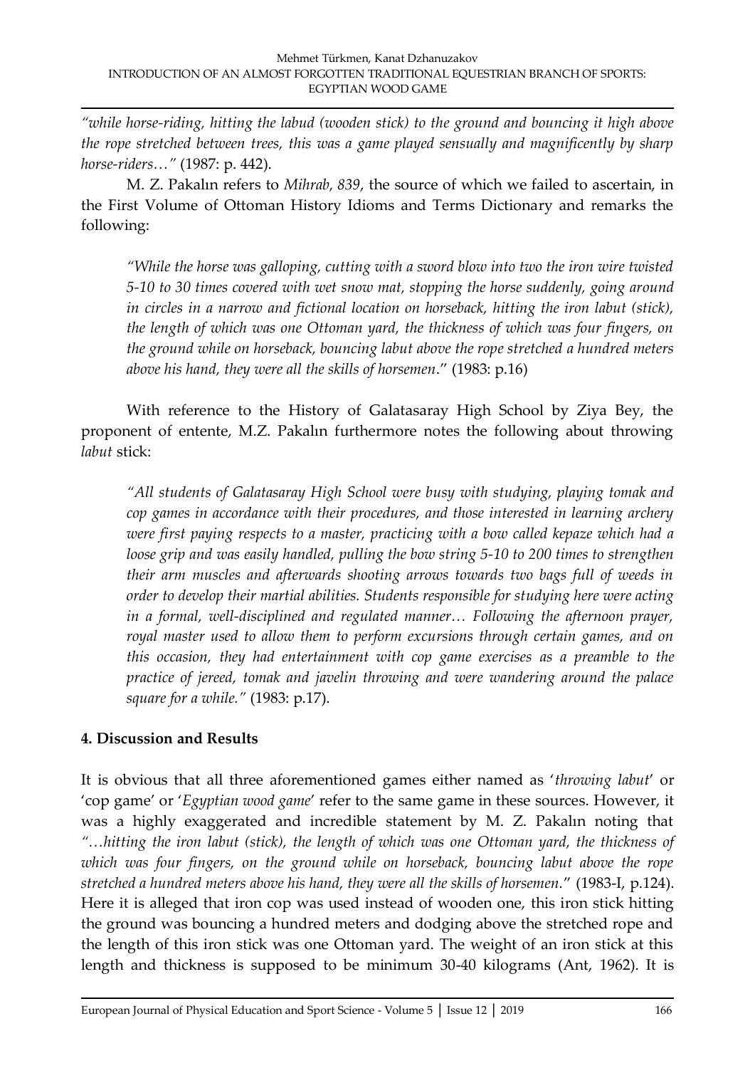*"while horse-riding, hitting the labud (wooden stick) to the ground and bouncing it high above the rope stretched between trees, this was a game played sensually and magnificently by sharp horse-riders…"* (1987: p. 442).

M. Z. Pakalın refers to *Mihrab, 839*, the source of which we failed to ascertain, in the First Volume of Ottoman History Idioms and Terms Dictionary and remarks the following:

> *"While the horse was galloping, cutting with a sword blow into two the iron wire twisted 5-10 to 30 times covered with wet snow mat, stopping the horse suddenly, going around in circles in a narrow and fictional location on horseback, hitting the iron labut (stick), the length of which was one Ottoman yard, the thickness of which was four fingers, on the ground while on horseback, bouncing labut above the rope stretched a hundred meters above his hand, they were all the skills of horsemen*." (1983: p.16)

With reference to the History of Galatasaray High School by Ziya Bey, the proponent of entente, M.Z. Pakalın furthermore notes the following about throwing *labut* stick:

> *"All students of Galatasaray High School were busy with studying, playing tomak and cop games in accordance with their procedures, and those interested in learning archery were first paying respects to a master, practicing with a bow called kepaze which had a loose grip and was easily handled, pulling the bow string 5-10 to 200 times to strengthen their arm muscles and afterwards shooting arrows towards two bags full of weeds in order to develop their martial abilities. Students responsible for studying here were acting in a formal, well-disciplined and regulated manner… Following the afternoon prayer, royal master used to allow them to perform excursions through certain games, and on this occasion, they had entertainment with cop game exercises as a preamble to the practice of jereed, tomak and javelin throwing and were wandering around the palace square for a while."* (1983: p.17).

## 4. Discussion and Results

It is obvious that all three aforementioned games either named as '*throwing labut*' or 'cop game' or '*Egyptian wood game*' refer to the same game in these sources. However, it was a highly exaggerated and incredible statement by M. Z. Pakalın noting that *"…hitting the iron labut (stick), the length of which was one Ottoman yard, the thickness of which was four fingers, on the ground while on horseback, bouncing labut above the rope stretched a hundred meters above his hand, they were all the skills of horsemen.*" (1983-I, p.124). Here it is alleged that iron cop was used instead of wooden one, this iron stick hitting the ground was bouncing a hundred meters and dodging above the stretched rope and the length of this iron stick was one Ottoman yard. The weight of an iron stick at this length and thickness is supposed to be minimum 30-40 kilograms (Ant, 1962). It is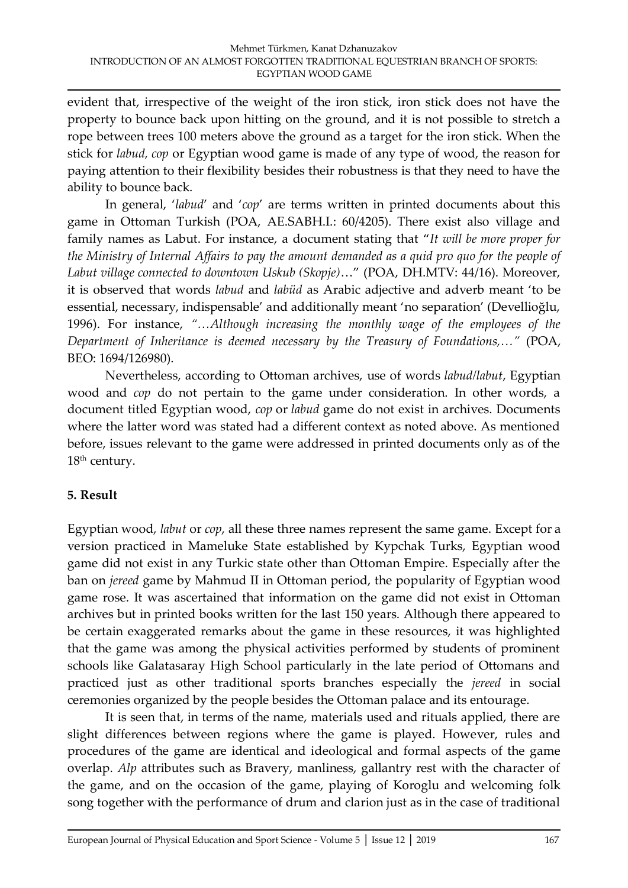evident that, irrespective of the weight of the iron stick, iron stick does not have the property to bounce back upon hitting on the ground, and it is not possible to stretch a rope between trees 100 meters above the ground as a target for the iron stick. When the stick for *labud, cop* or Egyptian wood game is made of any type of wood, the reason for paying attention to their flexibility besides their robustness is that they need to have the ability to bounce back.

In general, '*labud*' and '*cop*' are terms written in printed documents about this game in Ottoman Turkish (POA, AE.SABH.I.: 60/4205). There exist also village and family names as Labut. For instance, a document stating that "*It will be more proper for the Ministry of Internal Affairs to pay the amount demanded as a quid pro quo for the people of Labut village connected to downtown Uskub (Skopje)*…" (POA, DH.MTV: 44/16). Moreover, it is observed that words *labud* and *labüd* as Arabic adjective and adverb meant 'to be essential, necessary, indispensable' and additionally meant 'no separation' (Devellioğlu, 1996). For instance, *"…Although increasing the monthly wage of the employees of the Department of Inheritance is deemed necessary by the Treasury of Foundations,…"* (POA, BEO: 1694/126980).

Nevertheless, according to Ottoman archives, use of words *labud/labut*, Egyptian wood and *cop* do not pertain to the game under consideration. In other words, a document titled Egyptian wood, *cop* or *labud* game do not exist in archives. Documents where the latter word was stated had a different context as noted above. As mentioned before, issues relevant to the game were addressed in printed documents only as of the 18th century.

## 5. Result

Egyptian wood, *labut* or *cop*, all these three names represent the same game. Except for a version practiced in Mameluke State established by Kypchak Turks, Egyptian wood game did not exist in any Turkic state other than Ottoman Empire. Especially after the ban on *jereed* game by Mahmud II in Ottoman period, the popularity of Egyptian wood game rose. It was ascertained that information on the game did not exist in Ottoman archives but in printed books written for the last 150 years. Although there appeared to be certain exaggerated remarks about the game in these resources, it was highlighted that the game was among the physical activities performed by students of prominent schools like Galatasaray High School particularly in the late period of Ottomans and practiced just as other traditional sports branches especially the *jereed* in social ceremonies organized by the people besides the Ottoman palace and its entourage.

It is seen that, in terms of the name, materials used and rituals applied, there are slight differences between regions where the game is played. However, rules and procedures of the game are identical and ideological and formal aspects of the game overlap. *Alp* attributes such as Bravery, manliness, gallantry rest with the character of the game, and on the occasion of the game, playing of Koroglu and welcoming folk song together with the performance of drum and clarion just as in the case of traditional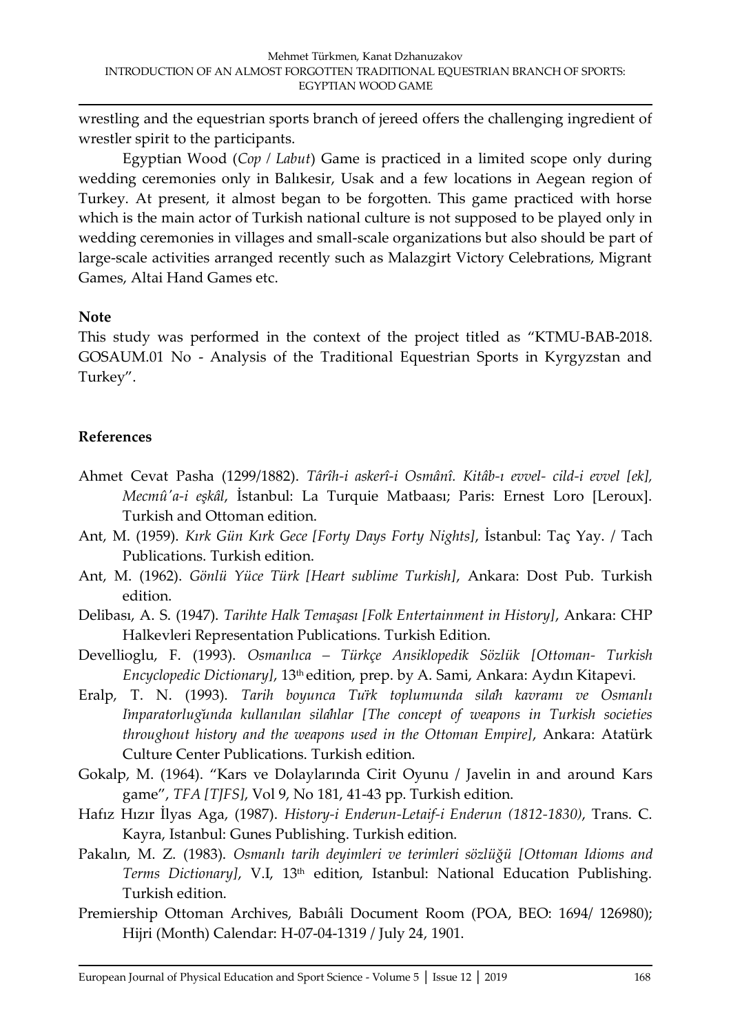wrestling and the equestrian sports branch of jereed offers the challenging ingredient of wrestler spirit to the participants.

Egyptian Wood (*Cop* / *Labut*) Game is practiced in a limited scope only during wedding ceremonies only in Balıkesir, Usak and a few locations in Aegean region of Turkey. At present, it almost began to be forgotten. This game practiced with horse which is the main actor of Turkish national culture is not supposed to be played only in wedding ceremonies in villages and small-scale organizations but also should be part of large-scale activities arranged recently such as Malazgirt Victory Celebrations, Migrant Games, Altai Hand Games etc.

**Note**

This study was performed in the context of the project titled as "KTMU-BAB-2018. GOSAUM.01 No - Analysis of the Traditional Equestrian Sports in Kyrgyzstan and Turkey".

**References**

Ahmet Cevat Pasha (1299/1882). *Târîh-i askerî-i Osmânî. Kitâb-ı evvel- cild-i evvel [ek], Mecmû'a-i eşkâl*, İstanbul: La Turquie Matbaası; Paris: Ernest Loro [Leroux]. Turkish and Ottoman edition.

Ant, M. (1959). *Kırk Gün Kırk Gece [Forty Days Forty Nights]*, İstanbul: Taç Yay. / Tach Publications. Turkish edition.

Ant, M. (1962). *Gönlü Yüce Türk [Heart sublime Turkish]*, Ankara: Dost Pub. Turkish edition.

Delibası, A. S. (1947). *Tarihte Halk Temaşası [Folk Entertainment in History]*, Ankara: CHP Halkevleri Representation Publications. Turkish Edition.

Devellioglu, F. (1993). *Osmanlıca – Türkçe Ansiklopedik Sözlük [Ottoman- Turkish Encyclopedic Dictionary]*, 13th edition, prep. by A. Sami, Ankara: Aydın Kitapevi.

Eralp, T. N. (1993). *Tarih boyunca Tu̇rk toplumunda silȧh kavramı ve Osmanlı Imparatorlug̃unda kullanılan silȧhlar [The concept of weapons in Turkish societies throughout history and the weapons used in the Ottoman Empire]*, Ankara: Atatürk Culture Center Publications. Turkish edition.

Gokalp, M. (1964). "Kars ve Dolaylarında Cirit Oyunu / Javelin in and around Kars game", *TFA [TJFS]*, Vol 9, No 181, 41-43 pp. Turkish edition.

Hafız Hızır İlyas Aga, (1987). *History-i Enderun-Letaif-i Enderun (1812-1830)*, Trans. C. Kayra, Istanbul: Gunes Publishing. Turkish edition.

Pakalın, M. Z. (1983). *Osmanlı tarih deyimleri ve terimleri sözlüğü [Ottoman Idioms and Terms Dictionary]*, V.I, 13th edition, Istanbul: National Education Publishing. Turkish edition.

Premiership Ottoman Archives, Babıâli Document Room (POA, BEO: 1694/ 126980); Hijri (Month) Calendar: H-07-04-1319 / July 24, 1901.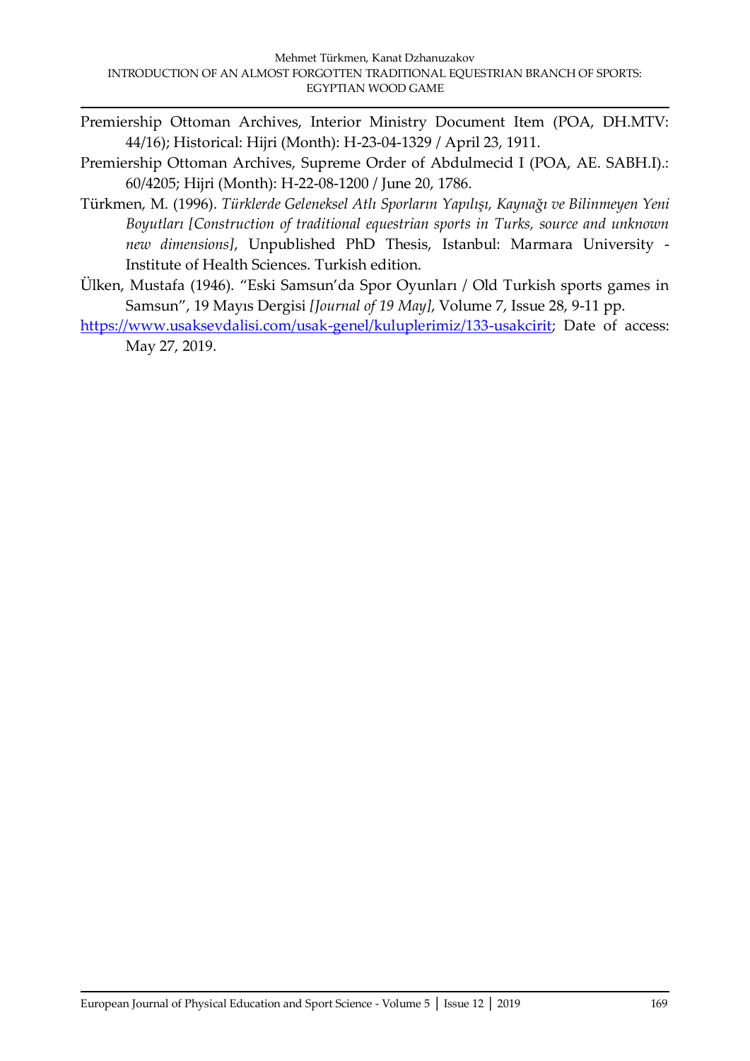Premiership Ottoman Archives, Interior Ministry Document Item (POA, DH.MTV: 44/16); Historical: Hijri (Month): H-23-04-1329 / April 23, 1911.

Premiership Ottoman Archives, Supreme Order of Abdulmecid I (POA, AE. SABH.I).: 60/4205; Hijri (Month): H-22-08-1200 / June 20, 1786.

Türkmen, M. (1996). *Türklerde Geleneksel Atlı Sporların Yapılışı, Kaynağı ve Bilinmeyen Yeni Boyutları [Construction of traditional equestrian sports in Turks, source and unknown new dimensions]*, Unpublished PhD Thesis, Istanbul: Marmara University - Institute of Health Sciences. Turkish edition.

Ülken, Mustafa (1946). "Eski Samsun'da Spor Oyunları / Old Turkish sports games in Samsun", 19 Mayıs Dergisi *[Journal of 19 May]*, Volume 7, Issue 28, 9-11 pp.

https://www.usaksevdalisi.com/usak-genel/kuluplerimiz/133-usakcirit; Date of access: May 27, 2019.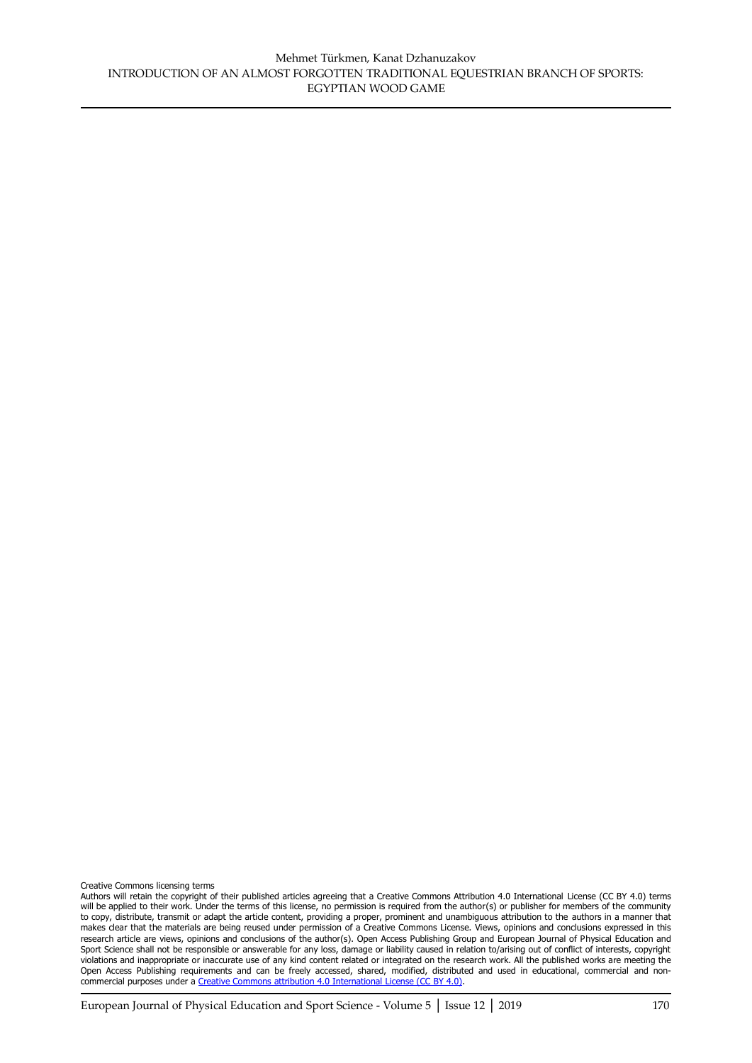Creative Commons licensing terms

Authors will retain the copyright of their published articles agreeing that a Creative Commons Attribution 4.0 International License (CC BY 4.0) terms will be applied to their work. Under the terms of this license, no permission is required from the author(s) or publisher for members of the community to copy, distribute, transmit or adapt the article content, providing a proper, prominent and unambiguous attribution to the authors in a manner that makes clear that the materials are being reused under permission of a Creative Commons License. Views, opinions and conclusions expressed in this research article are views, opinions and conclusions of the author(s). Open Access Publishing Group and European Journal of Physical Education and Sport Science shall not be responsible or answerable for any loss, damage or liability caused in relation to/arising out of conflict of interests, copyright violations and inappropriate or inaccurate use of any kind content related or integrated on the research work. All the published works are meeting the Open Access Publishing requirements and can be freely accessed, shared, modified, distributed and used in educational, commercial and non-commercial purposes under a Creative Commons attribution 4.0 International License (CC BY 4.0).